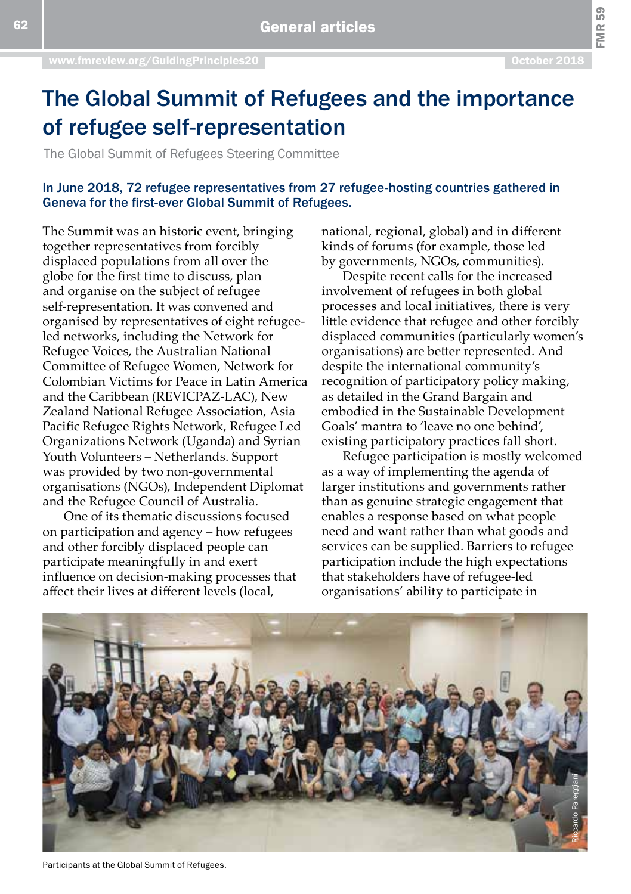# The Global Summit of Refugees and the importance of refugee self-representation

The Global Summit of Refugees Steering Committee

**In June 2018, 72 refugee representatives from 27 refugee-hosting countries gathered in Geneva for the first-ever Global Summit of Refugees.**

The Summit was an historic event, bringing together representatives from forcibly displaced populations from all over the globe for the first time to discuss, plan and organise on the subject of refugee self-representation. It was convened and organised by representatives of eight refugee-led networks, including the Network for Refugee Voices, the Australian National Committee of Refugee Women, Network for Colombian Victims for Peace in Latin America and the Caribbean (REVICPAZ-LAC), New Zealand National Refugee Association, Asia Pacific Refugee Rights Network, Refugee Led Organizations Network (Uganda) and Syrian Youth Volunteers – Netherlands. Support was provided by two non-governmental organisations (NGOs), Independent Diplomat and the Refugee Council of Australia.

One of its thematic discussions focused on participation and agency – how refugees and other forcibly displaced people can participate meaningfully in and exert influence on decision-making processes that affect their lives at different levels (local, national, regional, global) and in different kinds of forums (for example, those led by governments, NGOs, communities).

Despite recent calls for the increased involvement of refugees in both global processes and local initiatives, there is very little evidence that refugee and other forcibly displaced communities (particularly women's organisations) are better represented. And despite the international community's recognition of participatory policy making, as detailed in the Grand Bargain and embodied in the Sustainable Development Goals' mantra to 'leave no one behind', existing participatory practices fall short.

Refugee participation is mostly welcomed as a way of implementing the agenda of larger institutions and governments rather than as genuine strategic engagement that enables a response based on what people need and want rather than what goods and services can be supplied. Barriers to refugee participation include the high expectations that stakeholders have of refugee-led organisations' ability to participate in

Riccardo Pareggiani

Participants at the Global Summit of Refugees.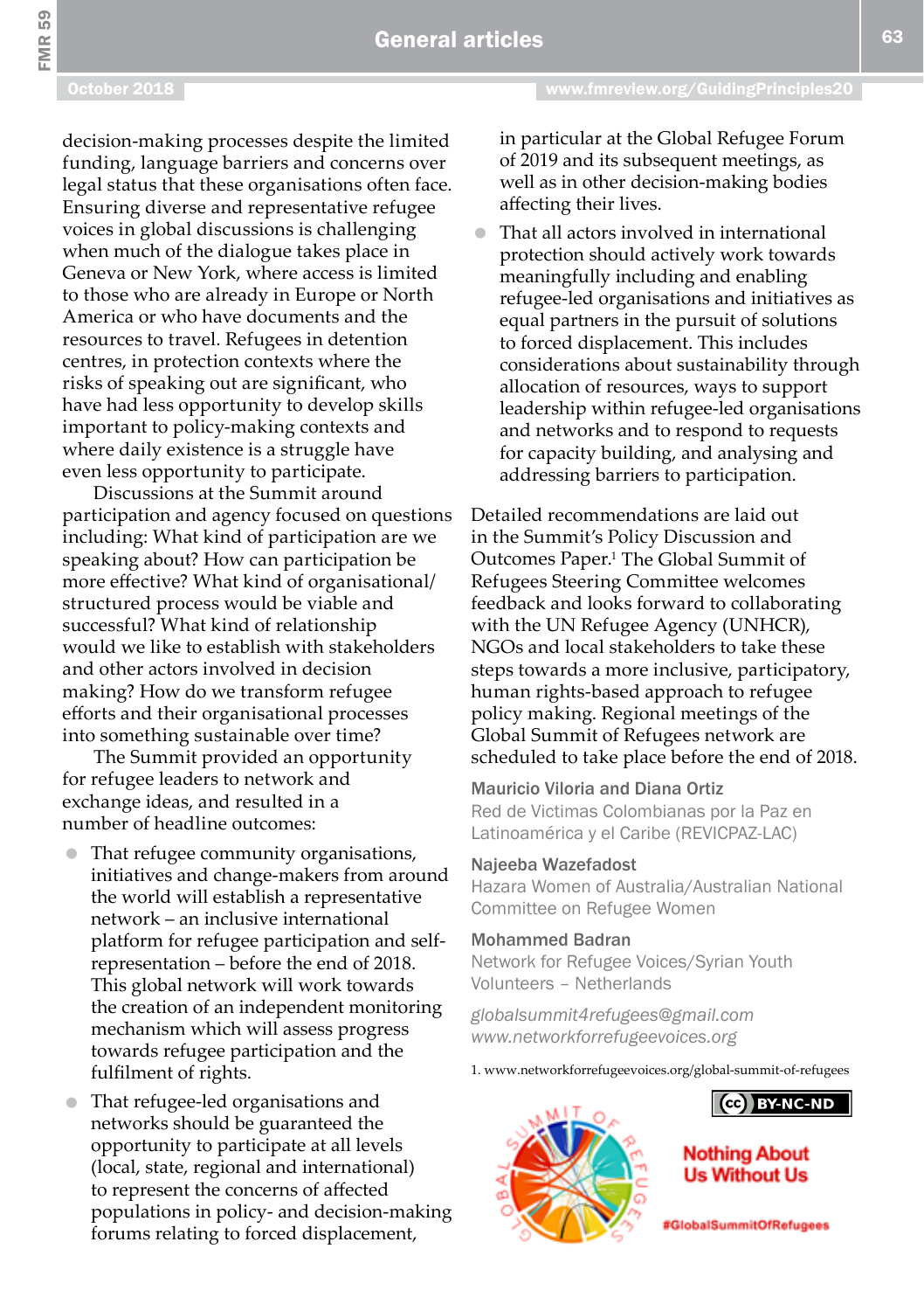decision-making processes despite the limited funding, language barriers and concerns over legal status that these organisations often face. Ensuring diverse and representative refugee voices in global discussions is challenging when much of the dialogue takes place in Geneva or New York, where access is limited to those who are already in Europe or North America or who have documents and the resources to travel. Refugees in detention centres, in protection contexts where the risks of speaking out are significant, who have had less opportunity to develop skills important to policy-making contexts and where daily existence is a struggle have even less opportunity to participate.

Discussions at the Summit around participation and agency focused on questions including: What kind of participation are we speaking about? How can participation be more effective? What kind of organisational/structured process would be viable and successful? What kind of relationship would we like to establish with stakeholders and other actors involved in decision making? How do we transform refugee efforts and their organisational processes into something sustainable over time?

The Summit provided an opportunity for refugee leaders to network and exchange ideas, and resulted in a number of headline outcomes:

- That refugee community organisations, initiatives and change-makers from around the world will establish a representative network – an inclusive international platform for refugee participation and self-representation – before the end of 2018. This global network will work towards the creation of an independent monitoring mechanism which will assess progress towards refugee participation and the fulfilment of rights.
- That refugee-led organisations and networks should be guaranteed the opportunity to participate at all levels (local, state, regional and international) to represent the concerns of affected populations in policy- and decision-making forums relating to forced displacement, in particular at the Global Refugee Forum of 2019 and its subsequent meetings, as well as in other decision-making bodies affecting their lives.
- That all actors involved in international protection should actively work towards meaningfully including and enabling refugee-led organisations and initiatives as equal partners in the pursuit of solutions to forced displacement. This includes considerations about sustainability through allocation of resources, ways to support leadership within refugee-led organisations and networks and to respond to requests for capacity building, and analysing and addressing barriers to participation.

Detailed recommendations are laid out in the Summit's Policy Discussion and Outcomes Paper.[1] The Global Summit of Refugees Steering Committee welcomes feedback and looks forward to collaborating with the UN Refugee Agency (UNHCR), NGOs and local stakeholders to take these steps towards a more inclusive, participatory, human rights-based approach to refugee policy making. Regional meetings of the Global Summit of Refugees network are scheduled to take place before the end of 2018.

**Mauricio Viloria and Diana Ortiz**
Red de Victimas Colombianas por la Paz en Latinoamérica y el Caribe (REVICPAZ-LAC)

**Najeeba Wazefadost**
Hazara Women of Australia/Australian National Committee on Refugee Women

**Mohammed Badran**
Network for Refugee Voices/Syrian Youth Volunteers – Netherlands

*globalsummit4refugees@gmail.com*
*www.networkforrefugeevoices.org*

1. www.networkforrefugeevoices.org/global-summit-of-refugees

Nothing About Us Without Us

#GlobalSummitOfRefugees